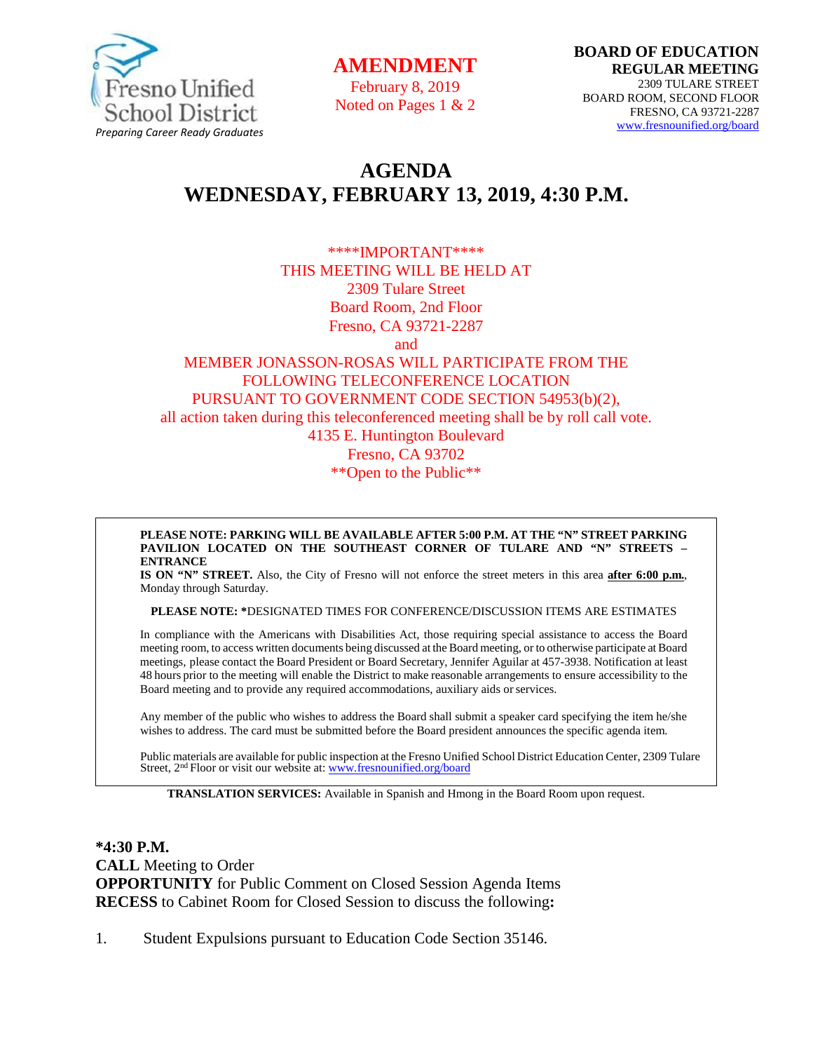Fresno Unified School District
*Preparing Career Ready Graduates*

**AMENDMENT**
February 8, 2019
Noted on Pages 1 & 2

**BOARD OF EDUCATION**
**REGULAR MEETING**
2309 TULARE STREET
BOARD ROOM, SECOND FLOOR
FRESNO, CA 93721-2287
www.fresnounified.org/board

# AGENDA
# WEDNESDAY, FEBRUARY 13, 2019, 4:30 P.M.

****IMPORTANT****
THIS MEETING WILL BE HELD AT
2309 Tulare Street
Board Room, 2nd Floor
Fresno, CA 93721-2287
and
MEMBER JONASSON-ROSAS WILL PARTICIPATE FROM THE FOLLOWING TELECONFERENCE LOCATION
PURSUANT TO GOVERNMENT CODE SECTION 54953(b)(2),
all action taken during this teleconferenced meeting shall be by roll call vote.
4135 E. Huntington Boulevard
Fresno, CA 93702
**Open to the Public**

**PLEASE NOTE: PARKING WILL BE AVAILABLE AFTER 5:00 P.M. AT THE "N" STREET PARKING PAVILION LOCATED ON THE SOUTHEAST CORNER OF TULARE AND "N" STREETS – ENTRANCE IS ON "N" STREET.** Also, the City of Fresno will not enforce the street meters in this area **after 6:00 p.m.**, Monday through Saturday.

**PLEASE NOTE: ***DESIGNATED TIMES FOR CONFERENCE/DISCUSSION ITEMS ARE ESTIMATES

In compliance with the Americans with Disabilities Act, those requiring special assistance to access the Board meeting room, to access written documents being discussed at the Board meeting, or to otherwise participate at Board meetings, please contact the Board President or Board Secretary, Jennifer Aguilar at 457-3938. Notification at least 48 hours prior to the meeting will enable the District to make reasonable arrangements to ensure accessibility to the Board meeting and to provide any required accommodations, auxiliary aids or services.

Any member of the public who wishes to address the Board shall submit a speaker card specifying the item he/she wishes to address. The card must be submitted before the Board president announces the specific agenda item.

Public materials are available for public inspection at the Fresno Unified School District Education Center, 2309 Tulare Street, 2nd Floor or visit our website at: www.fresnounified.org/board

**TRANSLATION SERVICES:** Available in Spanish and Hmong in the Board Room upon request.

**\*4:30 P.M.**
**CALL** Meeting to Order
**OPPORTUNITY** for Public Comment on Closed Session Agenda Items
**RECESS** to Cabinet Room for Closed Session to discuss the following**:**

1. Student Expulsions pursuant to Education Code Section 35146.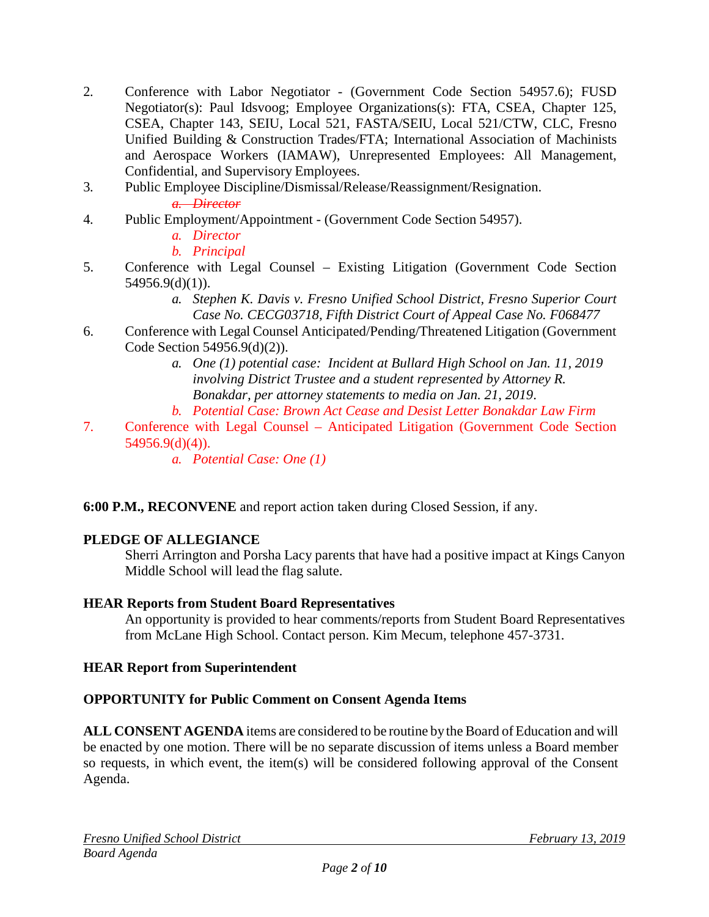2. Conference with Labor Negotiator - (Government Code Section 54957.6); FUSD Negotiator(s): Paul Idsvoog; Employee Organizations(s): FTA, CSEA, Chapter 125, CSEA, Chapter 143, SEIU, Local 521, FASTA/SEIU, Local 521/CTW, CLC, Fresno Unified Building & Construction Trades/FTA; International Association of Machinists and Aerospace Workers (IAMAW), Unrepresented Employees: All Management, Confidential, and Supervisory Employees.
3. Public Employee Discipline/Dismissal/Release/Reassignment/Resignation.
   - ~~*a. Director*~~
4. Public Employment/Appointment - (Government Code Section 54957).
   - *a. Director*
   - *b. Principal*
5. Conference with Legal Counsel – Existing Litigation (Government Code Section 54956.9(d)(1)).
   - *a. Stephen K. Davis v. Fresno Unified School District, Fresno Superior Court Case No. CECG03718, Fifth District Court of Appeal Case No. F068477*
6. Conference with Legal Counsel Anticipated/Pending/Threatened Litigation (Government Code Section 54956.9(d)(2)).
   - *a. One (1) potential case: Incident at Bullard High School on Jan. 11, 2019 involving District Trustee and a student represented by Attorney R. Bonakdar, per attorney statements to media on Jan. 21, 2019.*
   - *b. Potential Case: Brown Act Cease and Desist Letter Bonakdar Law Firm*
7. Conference with Legal Counsel – Anticipated Litigation (Government Code Section 54956.9(d)(4)).
   - *a. Potential Case: One (1)*

**6:00 P.M., RECONVENE** and report action taken during Closed Session, if any.

**PLEDGE OF ALLEGIANCE**

Sherri Arrington and Porsha Lacy parents that have had a positive impact at Kings Canyon Middle School will lead the flag salute.

**HEAR Reports from Student Board Representatives**

An opportunity is provided to hear comments/reports from Student Board Representatives from McLane High School. Contact person. Kim Mecum, telephone 457-3731.

**HEAR Report from Superintendent**

**OPPORTUNITY for Public Comment on Consent Agenda Items**

**ALL CONSENT AGENDA** items are considered to be routine by the Board of Education and will be enacted by one motion. There will be no separate discussion of items unless a Board member so requests, in which event, the item(s) will be considered following approval of the Consent Agenda.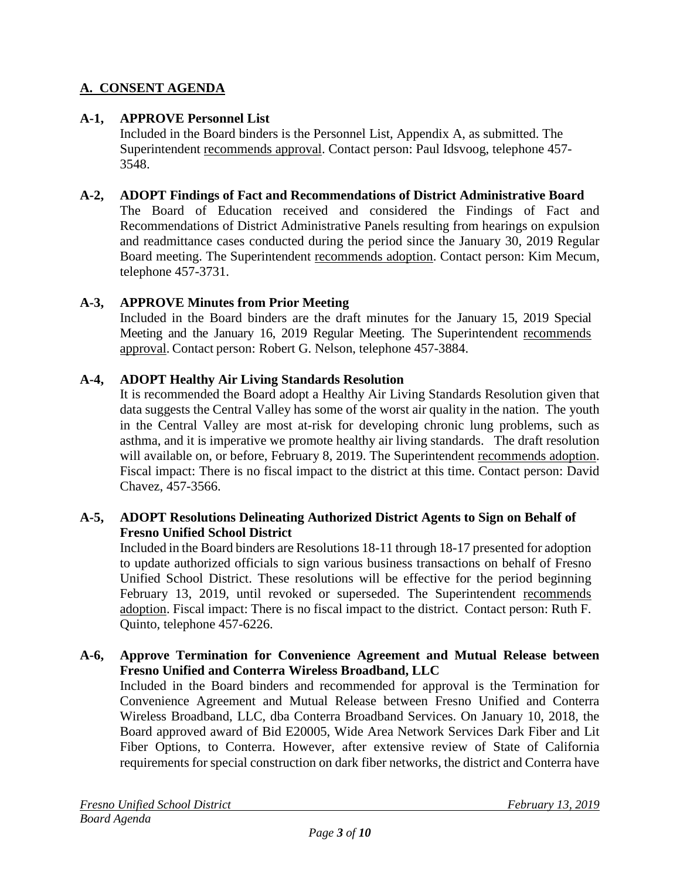## A. CONSENT AGENDA

**A-1, APPROVE Personnel List**

Included in the Board binders is the Personnel List, Appendix A, as submitted. The Superintendent recommends approval. Contact person: Paul Idsvoog, telephone 457-3548.

**A-2, ADOPT Findings of Fact and Recommendations of District Administrative Board**

The Board of Education received and considered the Findings of Fact and Recommendations of District Administrative Panels resulting from hearings on expulsion and readmittance cases conducted during the period since the January 30, 2019 Regular Board meeting. The Superintendent recommends adoption. Contact person: Kim Mecum, telephone 457-3731.

**A-3, APPROVE Minutes from Prior Meeting**

Included in the Board binders are the draft minutes for the January 15, 2019 Special Meeting and the January 16, 2019 Regular Meeting. The Superintendent recommends approval. Contact person: Robert G. Nelson, telephone 457-3884.

**A-4, ADOPT Healthy Air Living Standards Resolution**

It is recommended the Board adopt a Healthy Air Living Standards Resolution given that data suggests the Central Valley has some of the worst air quality in the nation. The youth in the Central Valley are most at-risk for developing chronic lung problems, such as asthma, and it is imperative we promote healthy air living standards. The draft resolution will available on, or before, February 8, 2019. The Superintendent recommends adoption. Fiscal impact: There is no fiscal impact to the district at this time. Contact person: David Chavez, 457-3566.

**A-5, ADOPT Resolutions Delineating Authorized District Agents to Sign on Behalf of Fresno Unified School District**

Included in the Board binders are Resolutions 18-11 through 18-17 presented for adoption to update authorized officials to sign various business transactions on behalf of Fresno Unified School District. These resolutions will be effective for the period beginning February 13, 2019, until revoked or superseded. The Superintendent recommends adoption. Fiscal impact: There is no fiscal impact to the district. Contact person: Ruth F. Quinto, telephone 457-6226.

**A-6, Approve Termination for Convenience Agreement and Mutual Release between Fresno Unified and Conterra Wireless Broadband, LLC**

Included in the Board binders and recommended for approval is the Termination for Convenience Agreement and Mutual Release between Fresno Unified and Conterra Wireless Broadband, LLC, dba Conterra Broadband Services. On January 10, 2018, the Board approved award of Bid E20005, Wide Area Network Services Dark Fiber and Lit Fiber Options, to Conterra. However, after extensive review of State of California requirements for special construction on dark fiber networks, the district and Conterra have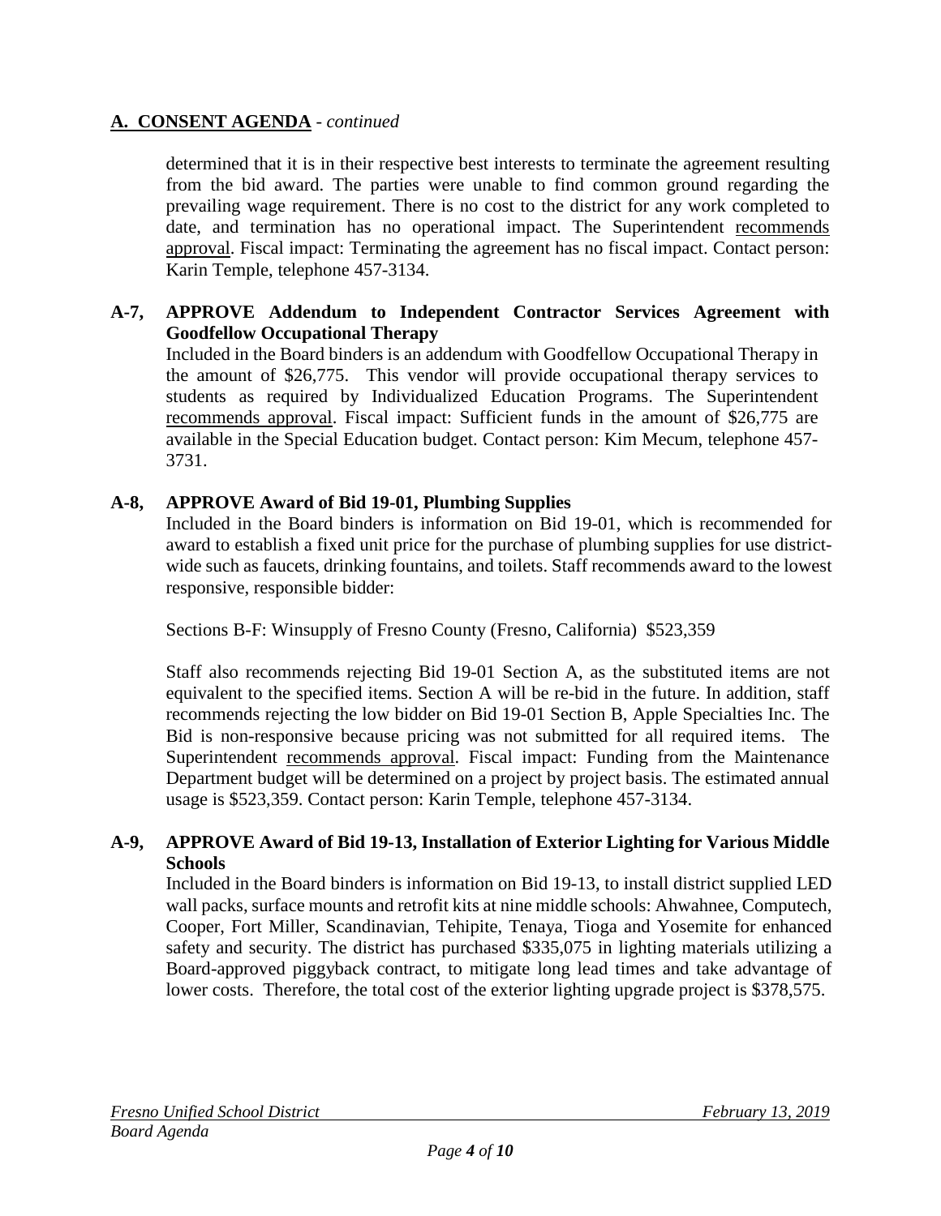## **A. CONSENT AGENDA** - *continued*

determined that it is in their respective best interests to terminate the agreement resulting from the bid award. The parties were unable to find common ground regarding the prevailing wage requirement. There is no cost to the district for any work completed to date, and termination has no operational impact. The Superintendent recommends approval. Fiscal impact: Terminating the agreement has no fiscal impact. Contact person: Karin Temple, telephone 457-3134.

**A-7, APPROVE Addendum to Independent Contractor Services Agreement with Goodfellow Occupational Therapy**

Included in the Board binders is an addendum with Goodfellow Occupational Therapy in the amount of $26,775. This vendor will provide occupational therapy services to students as required by Individualized Education Programs. The Superintendent recommends approval. Fiscal impact: Sufficient funds in the amount of $26,775 are available in the Special Education budget. Contact person: Kim Mecum, telephone 457-3731.

**A-8, APPROVE Award of Bid 19-01, Plumbing Supplies**

Included in the Board binders is information on Bid 19-01, which is recommended for award to establish a fixed unit price for the purchase of plumbing supplies for use district-wide such as faucets, drinking fountains, and toilets. Staff recommends award to the lowest responsive, responsible bidder:

Sections B-F: Winsupply of Fresno County (Fresno, California) $523,359

Staff also recommends rejecting Bid 19-01 Section A, as the substituted items are not equivalent to the specified items. Section A will be re-bid in the future. In addition, staff recommends rejecting the low bidder on Bid 19-01 Section B, Apple Specialties Inc. The Bid is non-responsive because pricing was not submitted for all required items. The Superintendent recommends approval. Fiscal impact: Funding from the Maintenance Department budget will be determined on a project by project basis. The estimated annual usage is $523,359. Contact person: Karin Temple, telephone 457-3134.

**A-9, APPROVE Award of Bid 19-13, Installation of Exterior Lighting for Various Middle Schools**

Included in the Board binders is information on Bid 19-13, to install district supplied LED wall packs, surface mounts and retrofit kits at nine middle schools: Ahwahnee, Computech, Cooper, Fort Miller, Scandinavian, Tehipite, Tenaya, Tioga and Yosemite for enhanced safety and security. The district has purchased $335,075 in lighting materials utilizing a Board-approved piggyback contract, to mitigate long lead times and take advantage of lower costs. Therefore, the total cost of the exterior lighting upgrade project is $378,575.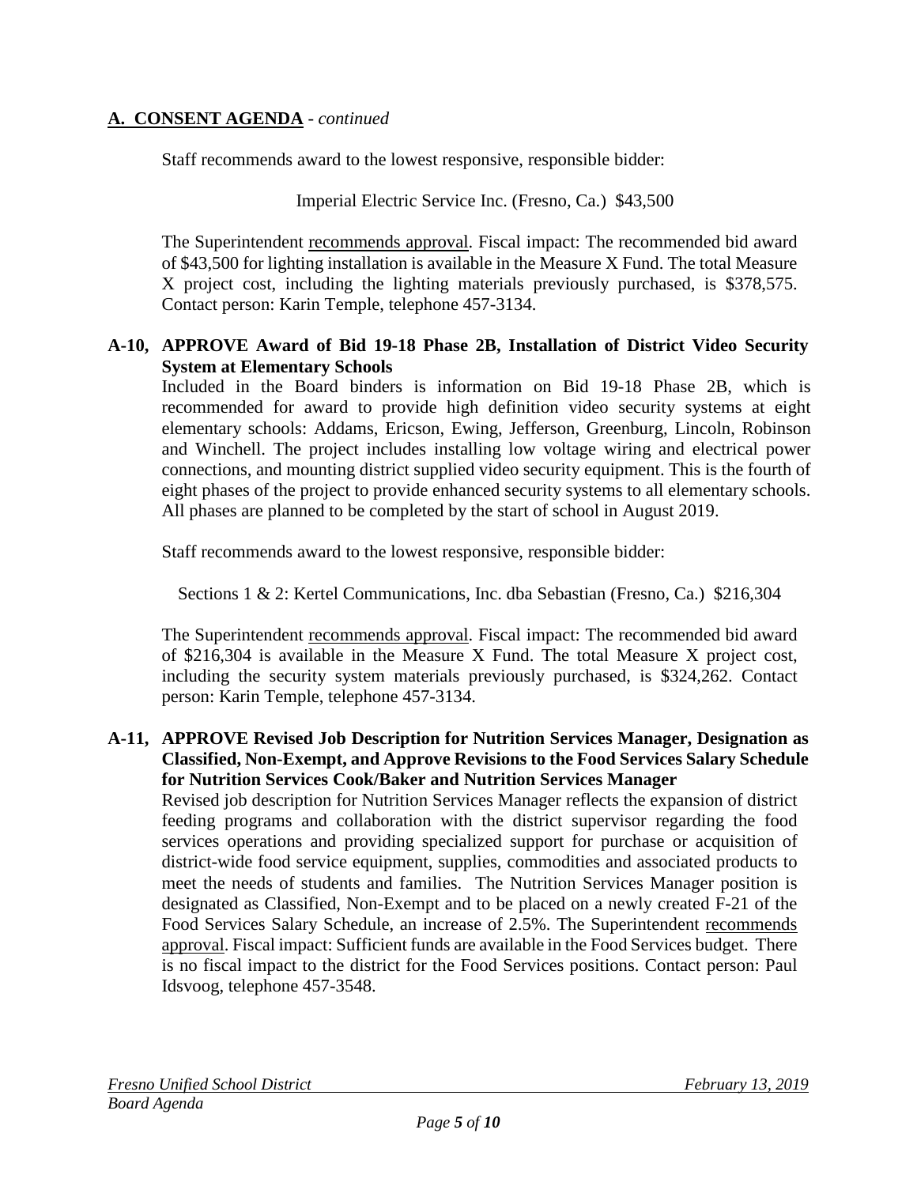## A. CONSENT AGENDA - *continued*

Staff recommends award to the lowest responsive, responsible bidder:

Imperial Electric Service Inc. (Fresno, Ca.) $43,500

The Superintendent recommends approval. Fiscal impact: The recommended bid award of $43,500 for lighting installation is available in the Measure X Fund. The total Measure X project cost, including the lighting materials previously purchased, is $378,575. Contact person: Karin Temple, telephone 457-3134.

**A-10, APPROVE Award of Bid 19-18 Phase 2B, Installation of District Video Security System at Elementary Schools**

Included in the Board binders is information on Bid 19-18 Phase 2B, which is recommended for award to provide high definition video security systems at eight elementary schools: Addams, Ericson, Ewing, Jefferson, Greenburg, Lincoln, Robinson and Winchell. The project includes installing low voltage wiring and electrical power connections, and mounting district supplied video security equipment. This is the fourth of eight phases of the project to provide enhanced security systems to all elementary schools. All phases are planned to be completed by the start of school in August 2019.

Staff recommends award to the lowest responsive, responsible bidder:

Sections 1 & 2: Kertel Communications, Inc. dba Sebastian (Fresno, Ca.) $216,304

The Superintendent recommends approval. Fiscal impact: The recommended bid award of $216,304 is available in the Measure X Fund. The total Measure X project cost, including the security system materials previously purchased, is $324,262. Contact person: Karin Temple, telephone 457-3134.

**A-11, APPROVE Revised Job Description for Nutrition Services Manager, Designation as Classified, Non-Exempt, and Approve Revisions to the Food Services Salary Schedule for Nutrition Services Cook/Baker and Nutrition Services Manager**

Revised job description for Nutrition Services Manager reflects the expansion of district feeding programs and collaboration with the district supervisor regarding the food services operations and providing specialized support for purchase or acquisition of district-wide food service equipment, supplies, commodities and associated products to meet the needs of students and families. The Nutrition Services Manager position is designated as Classified, Non-Exempt and to be placed on a newly created F-21 of the Food Services Salary Schedule, an increase of 2.5%. The Superintendent recommends approval. Fiscal impact: Sufficient funds are available in the Food Services budget. There is no fiscal impact to the district for the Food Services positions. Contact person: Paul Idsvoog, telephone 457-3548.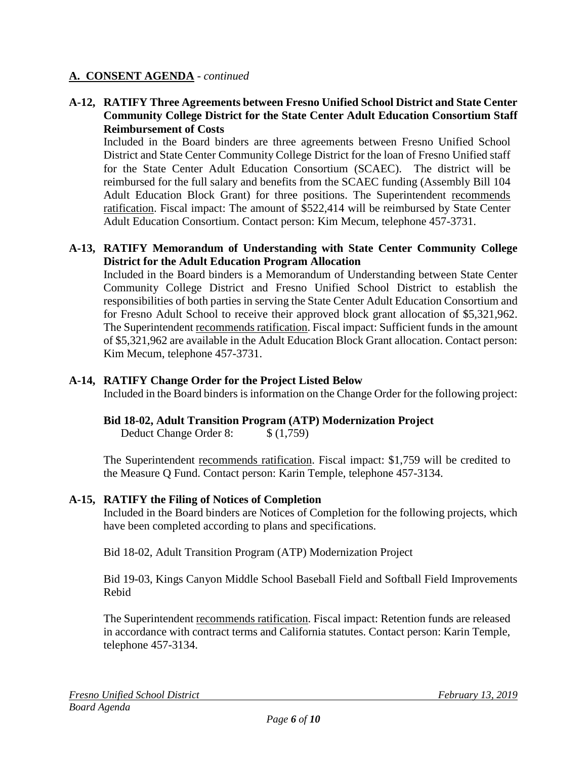## A. CONSENT AGENDA - *continued*

**A-12, RATIFY Three Agreements between Fresno Unified School District and State Center Community College District for the State Center Adult Education Consortium Staff Reimbursement of Costs**

Included in the Board binders are three agreements between Fresno Unified School District and State Center Community College District for the loan of Fresno Unified staff for the State Center Adult Education Consortium (SCAEC). The district will be reimbursed for the full salary and benefits from the SCAEC funding (Assembly Bill 104 Adult Education Block Grant) for three positions. The Superintendent recommends ratification. Fiscal impact: The amount of $522,414 will be reimbursed by State Center Adult Education Consortium. Contact person: Kim Mecum, telephone 457-3731.

**A-13, RATIFY Memorandum of Understanding with State Center Community College District for the Adult Education Program Allocation**

Included in the Board binders is a Memorandum of Understanding between State Center Community College District and Fresno Unified School District to establish the responsibilities of both parties in serving the State Center Adult Education Consortium and for Fresno Adult School to receive their approved block grant allocation of $5,321,962. The Superintendent recommends ratification. Fiscal impact: Sufficient funds in the amount of $5,321,962 are available in the Adult Education Block Grant allocation. Contact person: Kim Mecum, telephone 457-3731.

**A-14, RATIFY Change Order for the Project Listed Below**

Included in the Board binders is information on the Change Order for the following project:

**Bid 18-02, Adult Transition Program (ATP) Modernization Project**

Deduct Change Order 8: $ (1,759)

The Superintendent recommends ratification. Fiscal impact: $1,759 will be credited to the Measure Q Fund. Contact person: Karin Temple, telephone 457-3134.

**A-15, RATIFY the Filing of Notices of Completion**

Included in the Board binders are Notices of Completion for the following projects, which have been completed according to plans and specifications.

Bid 18-02, Adult Transition Program (ATP) Modernization Project

Bid 19-03, Kings Canyon Middle School Baseball Field and Softball Field Improvements Rebid

The Superintendent recommends ratification. Fiscal impact: Retention funds are released in accordance with contract terms and California statutes. Contact person: Karin Temple, telephone 457-3134.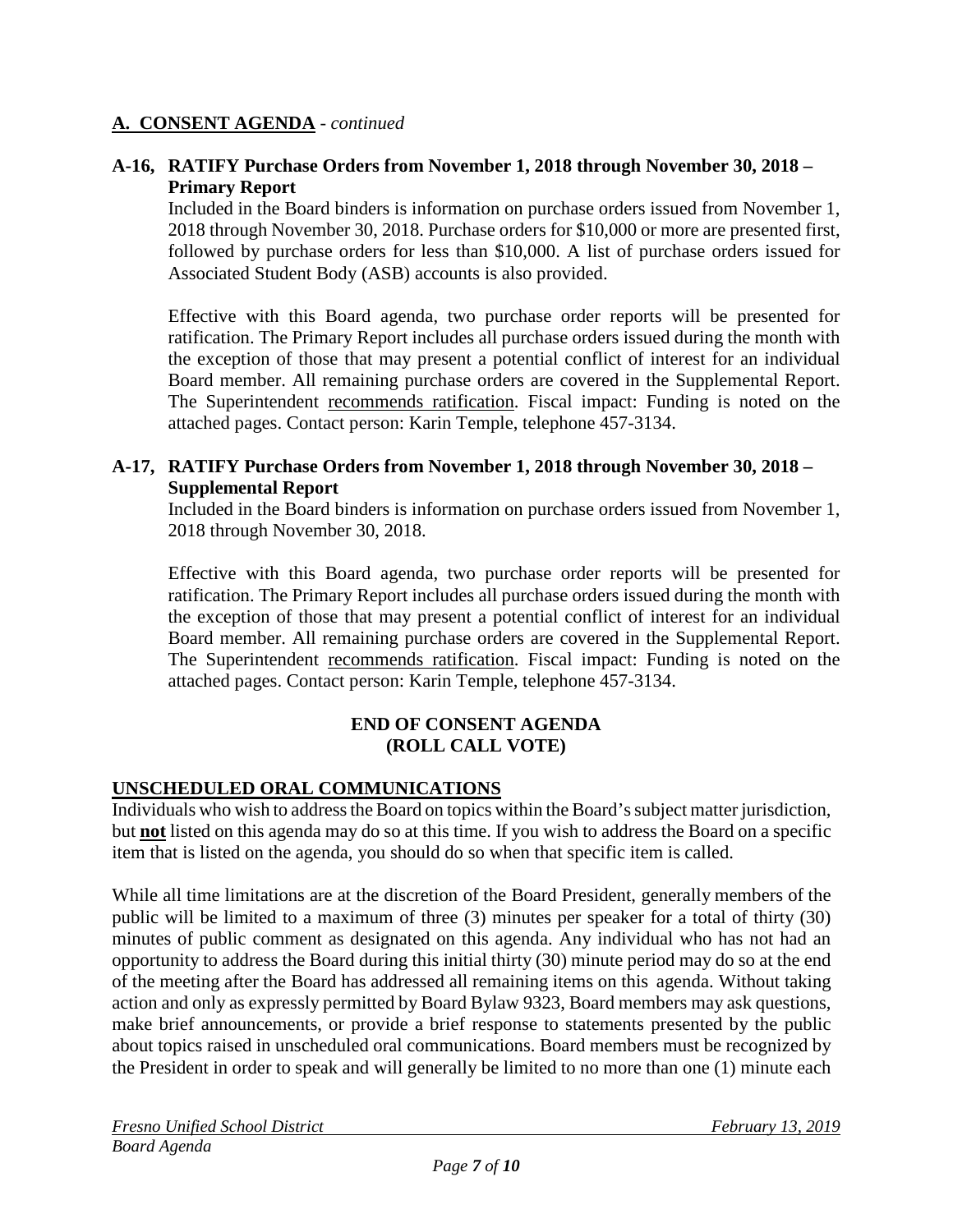## A. CONSENT AGENDA - *continued*

**A-16, RATIFY Purchase Orders from November 1, 2018 through November 30, 2018 – Primary Report**

Included in the Board binders is information on purchase orders issued from November 1, 2018 through November 30, 2018. Purchase orders for $10,000 or more are presented first, followed by purchase orders for less than $10,000. A list of purchase orders issued for Associated Student Body (ASB) accounts is also provided.

Effective with this Board agenda, two purchase order reports will be presented for ratification. The Primary Report includes all purchase orders issued during the month with the exception of those that may present a potential conflict of interest for an individual Board member. All remaining purchase orders are covered in the Supplemental Report. The Superintendent recommends ratification. Fiscal impact: Funding is noted on the attached pages. Contact person: Karin Temple, telephone 457-3134.

**A-17, RATIFY Purchase Orders from November 1, 2018 through November 30, 2018 – Supplemental Report**

Included in the Board binders is information on purchase orders issued from November 1, 2018 through November 30, 2018.

Effective with this Board agenda, two purchase order reports will be presented for ratification. The Primary Report includes all purchase orders issued during the month with the exception of those that may present a potential conflict of interest for an individual Board member. All remaining purchase orders are covered in the Supplemental Report. The Superintendent recommends ratification. Fiscal impact: Funding is noted on the attached pages. Contact person: Karin Temple, telephone 457-3134.

**END OF CONSENT AGENDA**
**(ROLL CALL VOTE)**

## UNSCHEDULED ORAL COMMUNICATIONS

Individuals who wish to address the Board on topics within the Board's subject matter jurisdiction, but **not** listed on this agenda may do so at this time. If you wish to address the Board on a specific item that is listed on the agenda, you should do so when that specific item is called.

While all time limitations are at the discretion of the Board President, generally members of the public will be limited to a maximum of three (3) minutes per speaker for a total of thirty (30) minutes of public comment as designated on this agenda. Any individual who has not had an opportunity to address the Board during this initial thirty (30) minute period may do so at the end of the meeting after the Board has addressed all remaining items on this agenda. Without taking action and only as expressly permitted by Board Bylaw 9323, Board members may ask questions, make brief announcements, or provide a brief response to statements presented by the public about topics raised in unscheduled oral communications. Board members must be recognized by the President in order to speak and will generally be limited to no more than one (1) minute each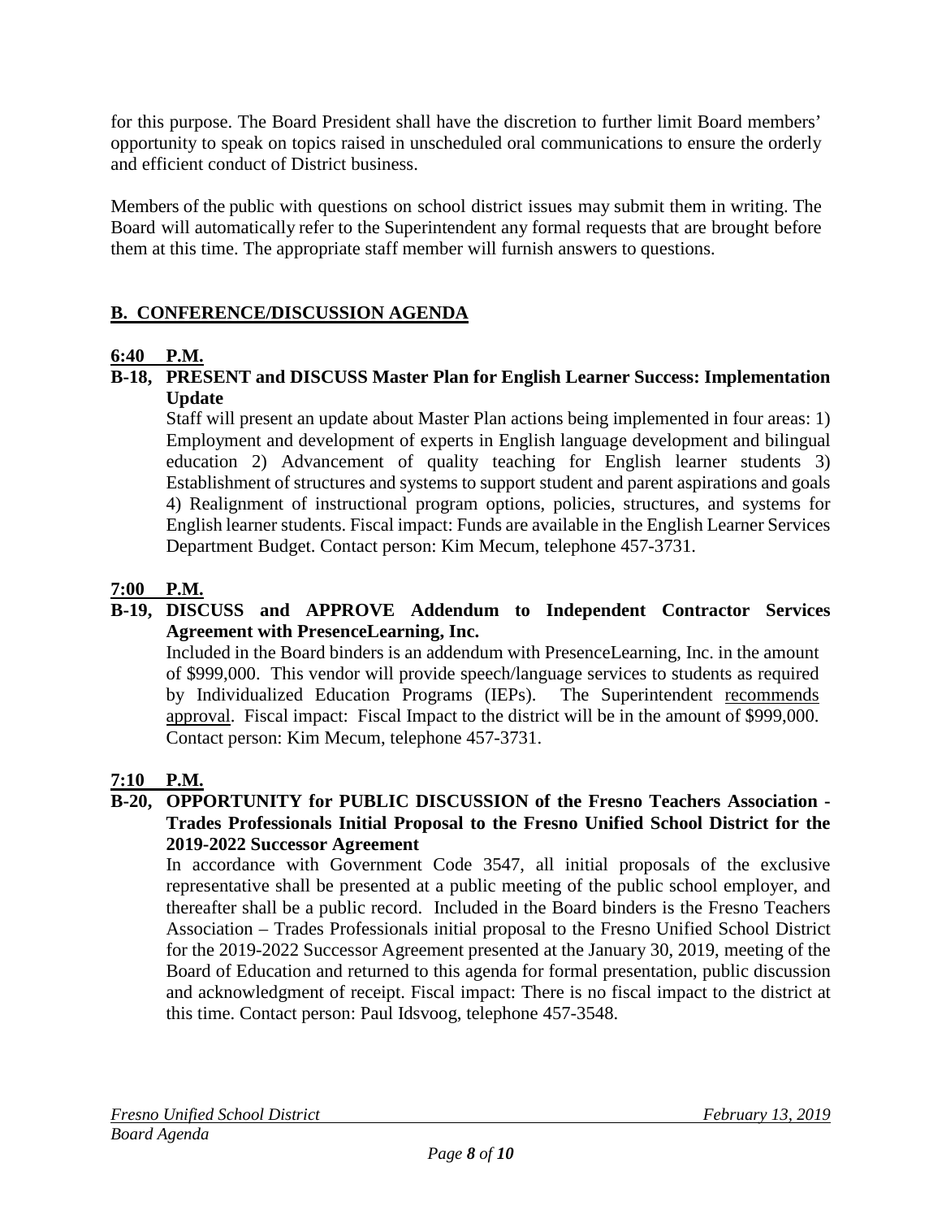for this purpose. The Board President shall have the discretion to further limit Board members' opportunity to speak on topics raised in unscheduled oral communications to ensure the orderly and efficient conduct of District business.

Members of the public with questions on school district issues may submit them in writing. The Board will automatically refer to the Superintendent any formal requests that are brought before them at this time. The appropriate staff member will furnish answers to questions.

## B. CONFERENCE/DISCUSSION AGENDA

**6:40 P.M.**

**B-18, PRESENT and DISCUSS Master Plan for English Learner Success: Implementation Update**

Staff will present an update about Master Plan actions being implemented in four areas: 1) Employment and development of experts in English language development and bilingual education 2) Advancement of quality teaching for English learner students 3) Establishment of structures and systems to support student and parent aspirations and goals 4) Realignment of instructional program options, policies, structures, and systems for English learner students. Fiscal impact: Funds are available in the English Learner Services Department Budget. Contact person: Kim Mecum, telephone 457-3731.

**7:00 P.M.**

**B-19, DISCUSS and APPROVE Addendum to Independent Contractor Services Agreement with PresenceLearning, Inc.**

Included in the Board binders is an addendum with PresenceLearning, Inc. in the amount of $999,000. This vendor will provide speech/language services to students as required by Individualized Education Programs (IEPs). The Superintendent recommends approval. Fiscal impact: Fiscal Impact to the district will be in the amount of $999,000. Contact person: Kim Mecum, telephone 457-3731.

**7:10 P.M.**

**B-20, OPPORTUNITY for PUBLIC DISCUSSION of the Fresno Teachers Association - Trades Professionals Initial Proposal to the Fresno Unified School District for the 2019-2022 Successor Agreement**

In accordance with Government Code 3547, all initial proposals of the exclusive representative shall be presented at a public meeting of the public school employer, and thereafter shall be a public record. Included in the Board binders is the Fresno Teachers Association – Trades Professionals initial proposal to the Fresno Unified School District for the 2019-2022 Successor Agreement presented at the January 30, 2019, meeting of the Board of Education and returned to this agenda for formal presentation, public discussion and acknowledgment of receipt. Fiscal impact: There is no fiscal impact to the district at this time. Contact person: Paul Idsvoog, telephone 457-3548.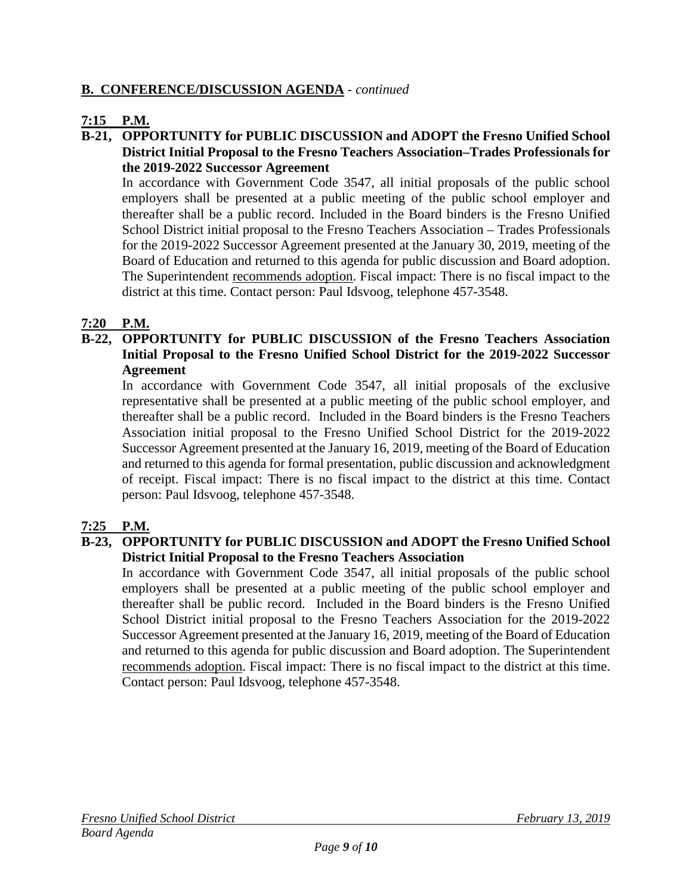## B. CONFERENCE/DISCUSSION AGENDA - *continued*

### 7:15 P.M.

**B-21, OPPORTUNITY for PUBLIC DISCUSSION and ADOPT the Fresno Unified School District Initial Proposal to the Fresno Teachers Association–Trades Professionals for the 2019-2022 Successor Agreement**

In accordance with Government Code 3547, all initial proposals of the public school employers shall be presented at a public meeting of the public school employer and thereafter shall be a public record. Included in the Board binders is the Fresno Unified School District initial proposal to the Fresno Teachers Association – Trades Professionals for the 2019-2022 Successor Agreement presented at the January 30, 2019, meeting of the Board of Education and returned to this agenda for public discussion and Board adoption. The Superintendent recommends adoption. Fiscal impact: There is no fiscal impact to the district at this time. Contact person: Paul Idsvoog, telephone 457-3548.

### 7:20 P.M.

**B-22, OPPORTUNITY for PUBLIC DISCUSSION of the Fresno Teachers Association Initial Proposal to the Fresno Unified School District for the 2019-2022 Successor Agreement**

In accordance with Government Code 3547, all initial proposals of the exclusive representative shall be presented at a public meeting of the public school employer, and thereafter shall be a public record. Included in the Board binders is the Fresno Teachers Association initial proposal to the Fresno Unified School District for the 2019-2022 Successor Agreement presented at the January 16, 2019, meeting of the Board of Education and returned to this agenda for formal presentation, public discussion and acknowledgment of receipt. Fiscal impact: There is no fiscal impact to the district at this time. Contact person: Paul Idsvoog, telephone 457-3548.

### 7:25 P.M.

**B-23, OPPORTUNITY for PUBLIC DISCUSSION and ADOPT the Fresno Unified School District Initial Proposal to the Fresno Teachers Association**

In accordance with Government Code 3547, all initial proposals of the public school employers shall be presented at a public meeting of the public school employer and thereafter shall be public record. Included in the Board binders is the Fresno Unified School District initial proposal to the Fresno Teachers Association for the 2019-2022 Successor Agreement presented at the January 16, 2019, meeting of the Board of Education and returned to this agenda for public discussion and Board adoption. The Superintendent recommends adoption. Fiscal impact: There is no fiscal impact to the district at this time. Contact person: Paul Idsvoog, telephone 457-3548.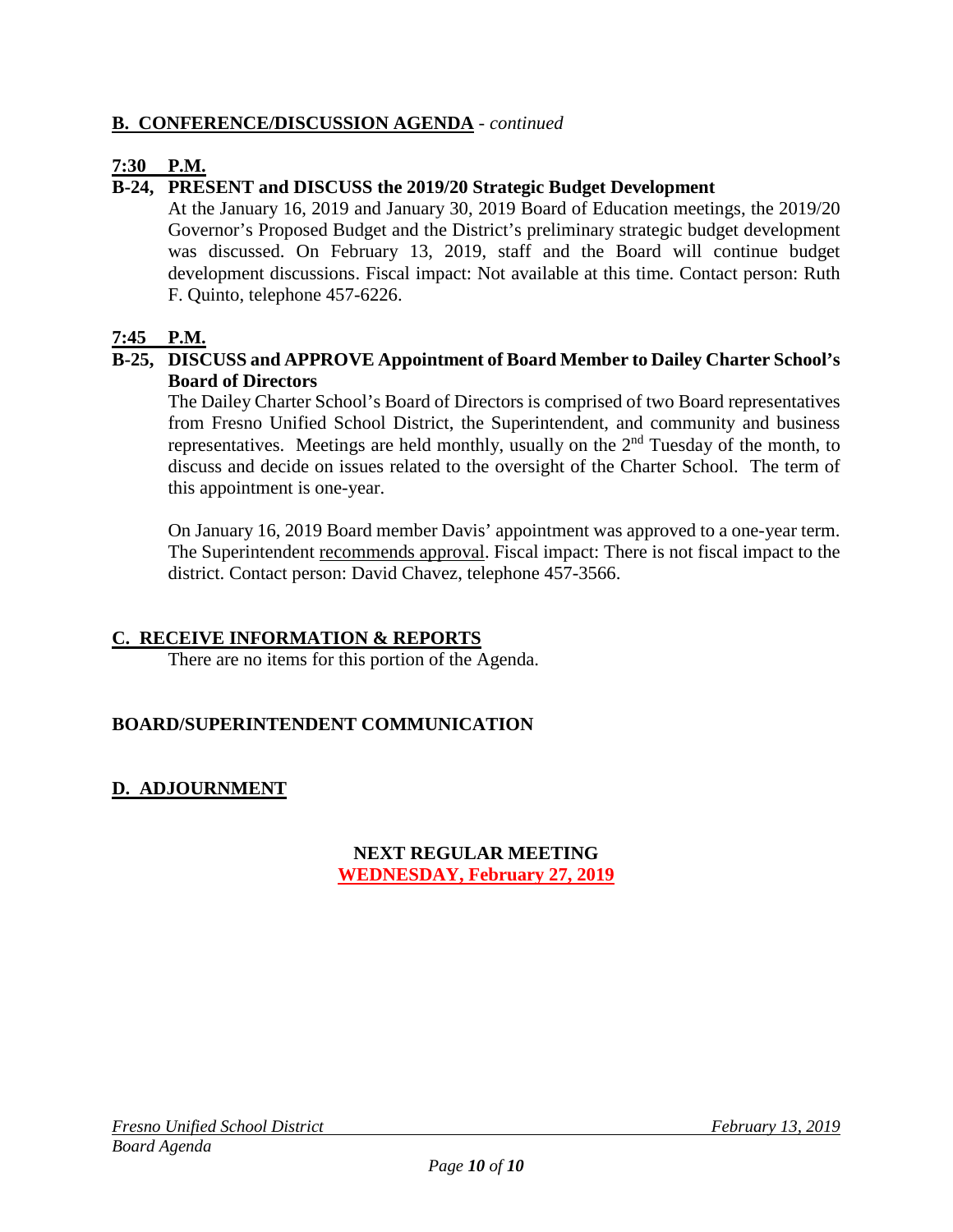## B. CONFERENCE/DISCUSSION AGENDA - *continued*

**7:30 P.M.**

**B-24, PRESENT and DISCUSS the 2019/20 Strategic Budget Development**

At the January 16, 2019 and January 30, 2019 Board of Education meetings, the 2019/20 Governor's Proposed Budget and the District's preliminary strategic budget development was discussed. On February 13, 2019, staff and the Board will continue budget development discussions. Fiscal impact: Not available at this time. Contact person: Ruth F. Quinto, telephone 457-6226.

**7:45 P.M.**

**B-25, DISCUSS and APPROVE Appointment of Board Member to Dailey Charter School's Board of Directors**

The Dailey Charter School's Board of Directors is comprised of two Board representatives from Fresno Unified School District, the Superintendent, and community and business representatives. Meetings are held monthly, usually on the 2nd Tuesday of the month, to discuss and decide on issues related to the oversight of the Charter School. The term of this appointment is one-year.

On January 16, 2019 Board member Davis' appointment was approved to a one-year term. The Superintendent recommends approval. Fiscal impact: There is not fiscal impact to the district. Contact person: David Chavez, telephone 457-3566.

## C. RECEIVE INFORMATION & REPORTS

There are no items for this portion of the Agenda.

## BOARD/SUPERINTENDENT COMMUNICATION

## D. ADJOURNMENT

**NEXT REGULAR MEETING**
**WEDNESDAY, February 27, 2019**